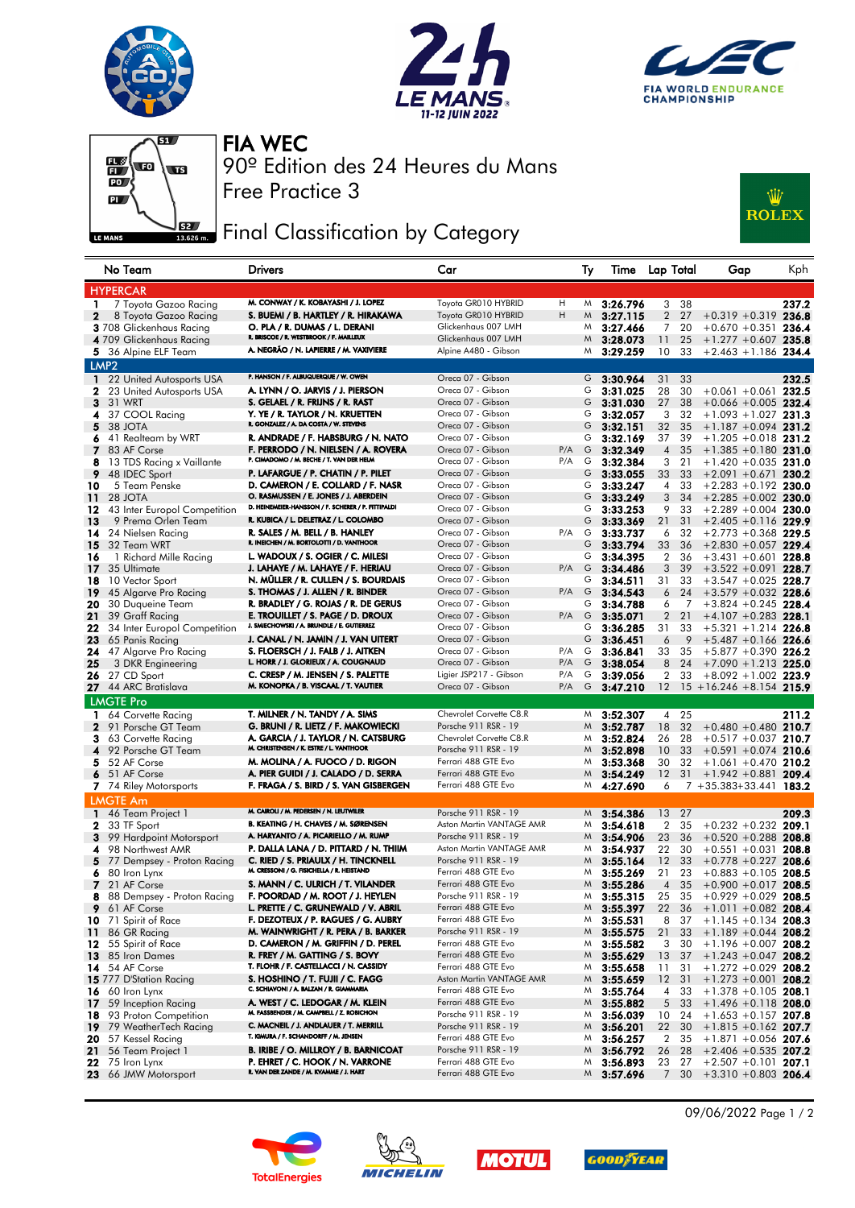# FIA WEC

## 90º Edition des 24 Heures du Mans

## Free Practice 3

## Final Classification by Category

| No | Team | Drivers | Car | | Ty | Time | Lap | Total | Gap | | Kph |
|---|---|---|---|---|---|---|---|---|---|---|---|
| **HYPERCAR** | | | | | | | | | | | |
| 1 | 7 Toyota Gazoo Racing | M. CONWAY / K. KOBAYASHI / J. LOPEZ | Toyota GR010 HYBRID | H | M | 3:26.796 | 3 | 38 | | | 237.2 |
| 2 | 8 Toyota Gazoo Racing | S. BUEMI / B. HARTLEY / R. HIRAKAWA | Toyota GR010 HYBRID | H | M | 3:27.115 | 2 | 27 | +0.319 | +0.319 | 236.8 |
| 3 | 708 Glickenhaus Racing | O. PLA / R. DUMAS / L. DERANI | Glickenhaus 007 LMH | | M | 3:27.466 | 7 | 20 | +0.670 | +0.351 | 236.4 |
| 4 | 709 Glickenhaus Racing | R. BRISCOE / R. WESTBROOK / F. MAILLEUX | Glickenhaus 007 LMH | | M | 3:28.073 | 11 | 25 | +1.277 | +0.607 | 235.8 |
| 5 | 36 Alpine ELF Team | A. NEGRÃO / N. LAPIERRE / M. VAXIVIERE | Alpine A480 - Gibson | | M | 3:29.259 | 10 | 33 | +2.463 | +1.186 | 234.4 |
| **LMP2** | | | | | | | | | | | |
| 1 | 22 United Autosports USA | P. HANSON / F. ALBUQUERQUE / W. OWEN | Oreca 07 - Gibson | | G | 3:30.964 | 31 | 33 | | | 232.5 |
| 2 | 23 United Autosports USA | A. LYNN / O. JARVIS / J. PIERSON | Oreca 07 - Gibson | | G | 3:31.025 | 28 | 30 | +0.061 | +0.061 | 232.5 |
| 3 | 31 WRT | S. GELAEL / R. FRIJNS / R. RAST | Oreca 07 - Gibson | | G | 3:31.030 | 27 | 38 | +0.066 | +0.005 | 232.4 |
| 4 | 37 COOL Racing | Y. YE / R. TAYLOR / N. KRUETTEN | Oreca 07 - Gibson | | G | 3:32.057 | 3 | 32 | +1.093 | +1.027 | 231.3 |
| 5 | 38 JOTA | R. GONZALEZ / A. DA COSTA / W. STEVENS | Oreca 07 - Gibson | | G | 3:32.151 | 32 | 35 | +1.187 | +0.094 | 231.2 |
| 6 | 41 Realteam by WRT | R. ANDRADE / F. HABSBURG / N. NATO | Oreca 07 - Gibson | | G | 3:32.169 | 37 | 39 | +1.205 | +0.018 | 231.2 |
| 7 | 83 AF Corse | F. PERRODO / N. NIELSEN / A. ROVERA | Oreca 07 - Gibson | P/A | G | 3:32.349 | 4 | 35 | +1.385 | +0.180 | 231.0 |
| 8 | 13 TDS Racing x Vaillante | P. CIMADOMO / M. BECHE / T. VAN DER HELM | Oreca 07 - Gibson | P/A | G | 3:32.384 | 3 | 21 | +1.420 | +0.035 | 231.0 |
| 9 | 48 IDEC Sport | P. LAFARGUE / P. CHATIN / P. PILET | Oreca 07 - Gibson | | G | 3:33.055 | 33 | 33 | +2.091 | +0.671 | 230.2 |
| 10 | 5 Team Penske | D. CAMERON / E. COLLARD / F. NASR | Oreca 07 - Gibson | | G | 3:33.247 | 4 | 33 | +2.283 | +0.192 | 230.0 |
| 11 | 28 JOTA | O. RASMUSSEN / E. JONES / J. ABERDEIN | Oreca 07 - Gibson | | G | 3:33.249 | 3 | 34 | +2.285 | +0.002 | 230.0 |
| 12 | 43 Inter Europol Competition | D. HEINEMEIER-HANSSON / F. SCHERER / P. FITTIPALDI | Oreca 07 - Gibson | | G | 3:33.253 | 9 | 33 | +2.289 | +0.004 | 230.0 |
| 13 | 9 Prema Orlen Team | R. KUBICA / L. DELETRAZ / L. COLOMBO | Oreca 07 - Gibson | | G | 3:33.369 | 21 | 31 | +2.405 | +0.116 | 229.9 |
| 14 | 24 Nielsen Racing | R. SALES / M. BELL / B. HANLEY | Oreca 07 - Gibson | P/A | G | 3:33.737 | 6 | 32 | +2.773 | +0.368 | 229.5 |
| 15 | 32 Team WRT | R. INEICHEN / M. BORTOLOTTI / D. VANTHOOR | Oreca 07 - Gibson | | G | 3:33.794 | 33 | 36 | +2.830 | +0.057 | 229.4 |
| 16 | 1 Richard Mille Racing | L. WADOUX / S. OGIER / C. MILESI | Oreca 07 - Gibson | | G | 3:34.395 | 2 | 36 | +3.431 | +0.601 | 228.8 |
| 17 | 35 Ultimate | J. LAHAYE / M. LAHAYE / F. HERIAU | Oreca 07 - Gibson | P/A | G | 3:34.486 | 3 | 39 | +3.522 | +0.091 | 228.7 |
| 18 | 10 Vector Sport | N. MÜLLER / R. CULLEN / S. BOURDAIS | Oreca 07 - Gibson | | G | 3:34.511 | 31 | 33 | +3.547 | +0.025 | 228.7 |
| 19 | 45 Algarve Pro Racing | S. THOMAS / J. ALLEN / R. BINDER | Oreca 07 - Gibson | P/A | G | 3:34.543 | 6 | 24 | +3.579 | +0.032 | 228.6 |
| 20 | 30 Duqueine Team | R. BRADLEY / G. ROJAS / R. DE GERUS | Oreca 07 - Gibson | | G | 3:34.788 | 6 | 7 | +3.824 | +0.245 | 228.4 |
| 21 | 39 Graff Racing | E. TROUILLET / T. PAGE / D. DROUX | Oreca 07 - Gibson | P/A | G | 3:35.071 | 2 | 21 | +4.107 | +0.283 | 228.1 |
| 22 | 34 Inter Europol Competition | J. SMIECHOWSKI / A. BRUNDLE / E. GUTIERREZ | Oreca 07 - Gibson | | G | 3:36.285 | 31 | 33 | +5.321 | +1.214 | 226.8 |
| 23 | 65 Panis Racing | J. CANAL / N. JAMIN / J. VAN UITERT | Oreca 07 - Gibson | | G | 3:36.451 | 6 | 9 | +5.487 | +0.166 | 226.6 |
| 24 | 47 Algarve Pro Racing | S. FLOERSCH / J. FALB / J. AITKEN | Oreca 07 - Gibson | P/A | G | 3:36.841 | 33 | 35 | +5.877 | +0.390 | 226.2 |
| 25 | 3 DKR Engineering | L. HORR / J. GLORIEUX / A. COUGNAUD | Oreca 07 - Gibson | P/A | G | 3:38.054 | 8 | 24 | +7.090 | +1.213 | 225.0 |
| 26 | 27 CD Sport | C. CRESP / M. JENSEN / S. PALETTE | Ligier JSP217 - Gibson | P/A | G | 3:39.056 | 2 | 33 | +8.092 | +1.002 | 223.9 |
| 27 | 44 ARC Bratislava | M. KONOPKA / B. VISCAAL / T. VAUTIER | Oreca 07 - Gibson | P/A | G | 3:47.210 | 12 | 15 | +16.246 | +8.154 | 215.9 |
| **LMGTE Pro** | | | | | | | | | | | |
| 1 | 64 Corvette Racing | T. MILNER / N. TANDY / A. SIMS | Chevrolet Corvette C8.R | | M | 3:52.307 | 4 | 25 | | | 211.2 |
| 2 | 91 Porsche GT Team | G. BRUNI / R. LIETZ / F. MAKOWIECKI | Porsche 911 RSR - 19 | | M | 3:52.787 | 18 | 32 | +0.480 | +0.480 | 210.7 |
| 3 | 63 Corvette Racing | A. GARCIA / J. TAYLOR / N. CATSBURG | Chevrolet Corvette C8.R | | M | 3:52.824 | 26 | 28 | +0.517 | +0.037 | 210.7 |
| 4 | 92 Porsche GT Team | M. CHRISTENSEN / K. ESTRE / L. VANTHOOR | Porsche 911 RSR - 19 | | M | 3:52.898 | 10 | 33 | +0.591 | +0.074 | 210.6 |
| 5 | 52 AF Corse | M. MOLINA / A. FUOCO / D. RIGON | Ferrari 488 GTE Evo | | M | 3:53.368 | 30 | 32 | +1.061 | +0.470 | 210.2 |
| 6 | 51 AF Corse | A. PIER GUIDI / J. CALADO / D. SERRA | Ferrari 488 GTE Evo | | M | 3:54.249 | 12 | 31 | +1.942 | +0.881 | 209.4 |
| 7 | 74 Riley Motorsports | F. FRAGA / S. BIRD / S. VAN GISBERGEN | Ferrari 488 GTE Evo | | M | 4:27.690 | 6 | 7 | +35.383 | +33.441 | 183.2 |
| **LMGTE Am** | | | | | | | | | | | |
| 1 | 46 Team Project 1 | M. CAIROLI / M. PEDERSEN / N. LEUTWILER | Porsche 911 RSR - 19 | | M | 3:54.386 | 13 | 27 | | | 209.3 |
| 2 | 33 TF Sport | B. KEATING / H. CHAVES / M. SØRENSEN | Aston Martin VANTAGE AMR | | M | 3:54.618 | 2 | 35 | +0.232 | +0.232 | 209.1 |
| 3 | 99 Hardpoint Motorsport | A. HARYANTO / A. PICARIELLO / M. RUMP | Porsche 911 RSR - 19 | | M | 3:54.906 | 23 | 36 | +0.520 | +0.288 | 208.8 |
| 4 | 98 Northwest AMR | P. DALLA LANA / D. PITTARD / N. THIIM | Aston Martin VANTAGE AMR | | M | 3:54.937 | 22 | 30 | +0.551 | +0.031 | 208.8 |
| 5 | 77 Dempsey - Proton Racing | C. RIED / S. PRIAULX / H. TINCKNELL | Porsche 911 RSR - 19 | | M | 3:55.164 | 12 | 33 | +0.778 | +0.227 | 208.6 |
| 6 | 80 Iron Lynx | M. CRESSONI / G. FISICHELLA / R. HEISTAND | Ferrari 488 GTE Evo | | M | 3:55.269 | 21 | 23 | +0.883 | +0.105 | 208.5 |
| 7 | 21 AF Corse | S. MANN / C. ULRICH / T. VILANDER | Ferrari 488 GTE Evo | | M | 3:55.286 | 4 | 35 | +0.900 | +0.017 | 208.5 |
| 8 | 88 Dempsey - Proton Racing | F. POORDAD / M. ROOT / J. HEYLEN | Porsche 911 RSR - 19 | | M | 3:55.315 | 25 | 35 | +0.929 | +0.029 | 208.5 |
| 9 | 61 AF Corse | L. PRETTE / C. GRUNEWALD / V. ABRIL | Ferrari 488 GTE Evo | | M | 3:55.397 | 22 | 36 | +1.011 | +0.082 | 208.4 |
| 10 | 71 Spirit of Race | F. DEZOTEUX / P. RAGUES / G. AUBRY | Ferrari 488 GTE Evo | | M | 3:55.531 | 8 | 37 | +1.145 | +0.134 | 208.3 |
| 11 | 86 GR Racing | M. WAINWRIGHT / R. PERA / B. BARKER | Porsche 911 RSR - 19 | | M | 3:55.575 | 21 | 33 | +1.189 | +0.044 | 208.2 |
| 12 | 55 Spirit of Race | D. CAMERON / M. GRIFFIN / D. PEREL | Ferrari 488 GTE Evo | | M | 3:55.582 | 3 | 30 | +1.196 | +0.007 | 208.2 |
| 13 | 85 Iron Dames | R. FREY / M. GATTING / S. BOVY | Ferrari 488 GTE Evo | | M | 3:55.629 | 13 | 37 | +1.243 | +0.047 | 208.2 |
| 14 | 54 AF Corse | T. FLOHR / F. CASTELLACCI / N. CASSIDY | Ferrari 488 GTE Evo | | M | 3:55.658 | 11 | 31 | +1.272 | +0.029 | 208.2 |
| 15 | 777 D'Station Racing | S. HOSHINO / T. FUJII / C. FAGG | Aston Martin VANTAGE AMR | | M | 3:55.659 | 12 | 31 | +1.273 | +0.001 | 208.2 |
| 16 | 60 Iron Lynx | C. SCHIAVONI / A. BALZAN / R. GIAMMARIA | Ferrari 488 GTE Evo | | M | 3:55.764 | 4 | 33 | +1.378 | +0.105 | 208.1 |
| 17 | 59 Inception Racing | A. WEST / C. LEDOGAR / M. KLEIN | Ferrari 488 GTE Evo | | M | 3:55.882 | 5 | 33 | +1.496 | +0.118 | 208.0 |
| 18 | 93 Proton Competition | M. FASSBENDER / M. CAMPBELL / Z. ROBICHON | Porsche 911 RSR - 19 | | M | 3:56.039 | 10 | 24 | +1.653 | +0.157 | 207.8 |
| 19 | 79 WeatherTech Racing | C. MACNEIL / J. ANDLAUER / T. MERRILL | Porsche 911 RSR - 19 | | M | 3:56.201 | 22 | 30 | +1.815 | +0.162 | 207.7 |
| 20 | 57 Kessel Racing | T. KIMURA / F. SCHANDORFF / M. JENSEN | Ferrari 488 GTE Evo | | M | 3:56.257 | 2 | 35 | +1.871 | +0.056 | 207.6 |
| 21 | 56 Team Project 1 | B. IRIBE / O. MILLROY / B. BARNICOAT | Porsche 911 RSR - 19 | | M | 3:56.792 | 26 | 28 | +2.406 | +0.535 | 207.2 |
| 22 | 75 Iron Lynx | P. EHRET / C. HOOK / N. VARRONE | Ferrari 488 GTE Evo | | M | 3:56.893 | 23 | 27 | +2.507 | +0.101 | 207.1 |
| 23 | 66 JMW Motorsport | R. VAN DER ZANDE / M. KVAMME / J. HART | Ferrari 488 GTE Evo | | M | 3:57.696 | 7 | 30 | +3.310 | +0.803 | 206.4 |

09/06/2022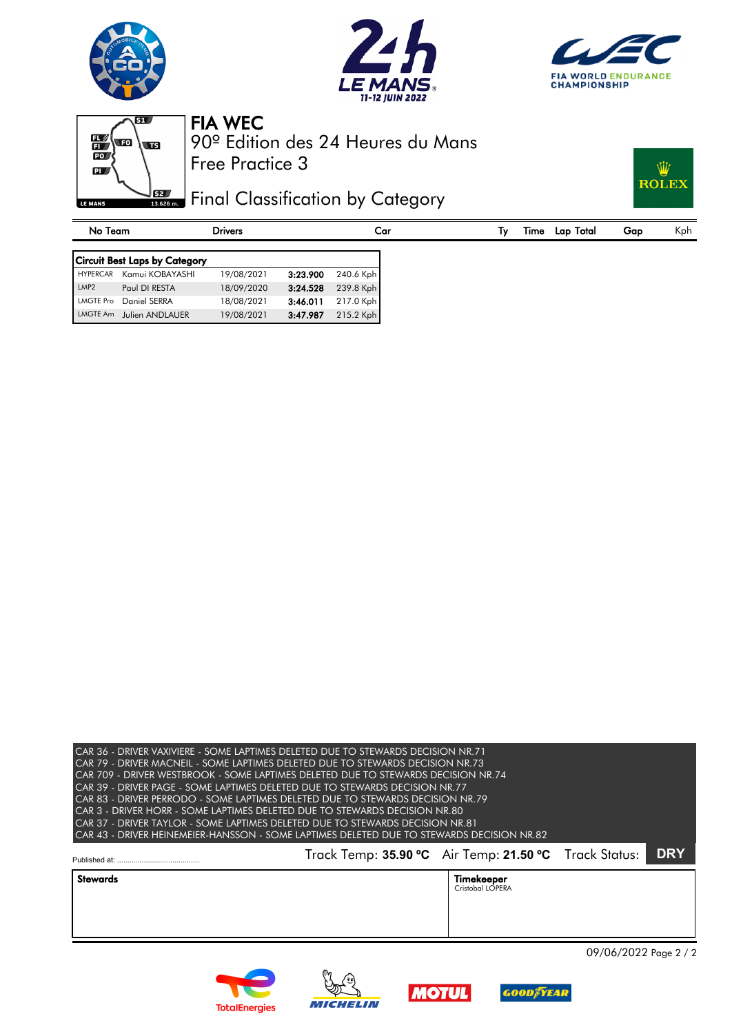# FIA WEC

90º Edition des 24 Heures du Mans

Free Practice 3

## Final Classification by Category

| No | Team | Drivers | Car | Ty | Time | Lap Total | Gap | Kph |
|---|---|---|---|---|---|---|---|---|

**Circuit Best Laps by Category**

| | | | | |
|---|---|---|---|---|
| HYPERCAR | Kamui KOBAYASHI | 19/08/2021 | **3:23.900** | 240.6 Kph |
| LMP2 | Paul DI RESTA | 18/09/2020 | **3:24.528** | 239.8 Kph |
| LMGTE Pro | Daniel SERRA | 18/08/2021 | **3:46.011** | 217.0 Kph |
| LMGTE Am | Julien ANDLAUER | 19/08/2021 | **3:47.987** | 215.2 Kph |

CAR 36 - DRIVER VAXIVIERE - SOME LAPTIMES DELETED DUE TO STEWARDS DECISION NR.71
CAR 79 - DRIVER MACNEIL - SOME LAPTIMES DELETED DUE TO STEWARDS DECISION NR.73
CAR 709 - DRIVER WESTBROOK - SOME LAPTIMES DELETED DUE TO STEWARDS DECISION NR.74
CAR 39 - DRIVER PAGE - SOME LAPTIMES DELETED DUE TO STEWARDS DECISION NR.77
CAR 83 - DRIVER PERRODO - SOME LAPTIMES DELETED DUE TO STEWARDS DECISION NR.79
CAR 3 - DRIVER HORR - SOME LAPTIMES DELETED DUE TO STEWARDS DECISION NR.80
CAR 37 - DRIVER TAYLOR - SOME LAPTIMES DELETED DUE TO STEWARDS DECISION NR.81
CAR 43 - DRIVER HEINEMEIER-HANSSON - SOME LAPTIMES DELETED DUE TO STEWARDS DECISION NR.82

Published at: ........................................

Track Temp: **35.90 ºC** Air Temp: **21.50 ºC** Track Status: **DRY**

**Stewards**

**Timekeeper**
Cristobal LOPERA

09/06/2022